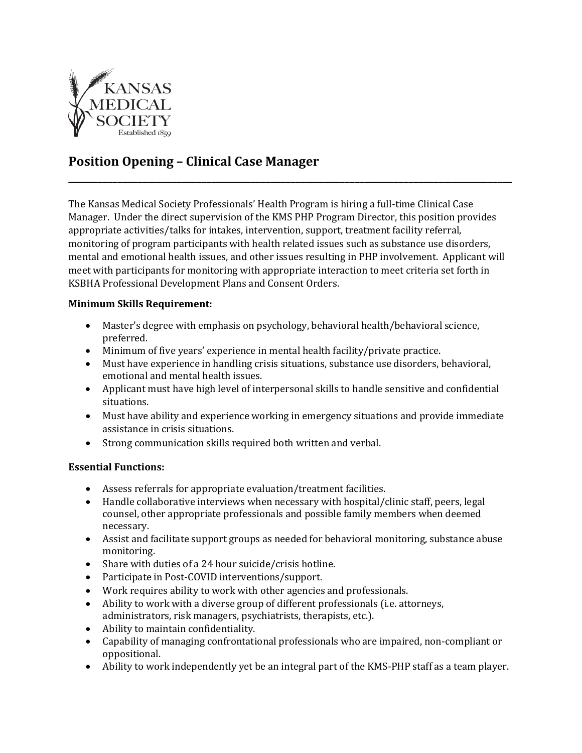KANSAS MEDICAL SOCIETY
Established 1859

# Position Opening – Clinical Case Manager

The Kansas Medical Society Professionals' Health Program is hiring a full-time Clinical Case Manager. Under the direct supervision of the KMS PHP Program Director, this position provides appropriate activities/talks for intakes, intervention, support, treatment facility referral, monitoring of program participants with health related issues such as substance use disorders, mental and emotional health issues, and other issues resulting in PHP involvement. Applicant will meet with participants for monitoring with appropriate interaction to meet criteria set forth in KSBHA Professional Development Plans and Consent Orders.

**Minimum Skills Requirement:**

- Master's degree with emphasis on psychology, behavioral health/behavioral science, preferred.
- Minimum of five years' experience in mental health facility/private practice.
- Must have experience in handling crisis situations, substance use disorders, behavioral, emotional and mental health issues.
- Applicant must have high level of interpersonal skills to handle sensitive and confidential situations.
- Must have ability and experience working in emergency situations and provide immediate assistance in crisis situations.
- Strong communication skills required both written and verbal.

**Essential Functions:**

- Assess referrals for appropriate evaluation/treatment facilities.
- Handle collaborative interviews when necessary with hospital/clinic staff, peers, legal counsel, other appropriate professionals and possible family members when deemed necessary.
- Assist and facilitate support groups as needed for behavioral monitoring, substance abuse monitoring.
- Share with duties of a 24 hour suicide/crisis hotline.
- Participate in Post-COVID interventions/support.
- Work requires ability to work with other agencies and professionals.
- Ability to work with a diverse group of different professionals (i.e. attorneys, administrators, risk managers, psychiatrists, therapists, etc.).
- Ability to maintain confidentiality.
- Capability of managing confrontational professionals who are impaired, non-compliant or oppositional.
- Ability to work independently yet be an integral part of the KMS-PHP staff as a team player.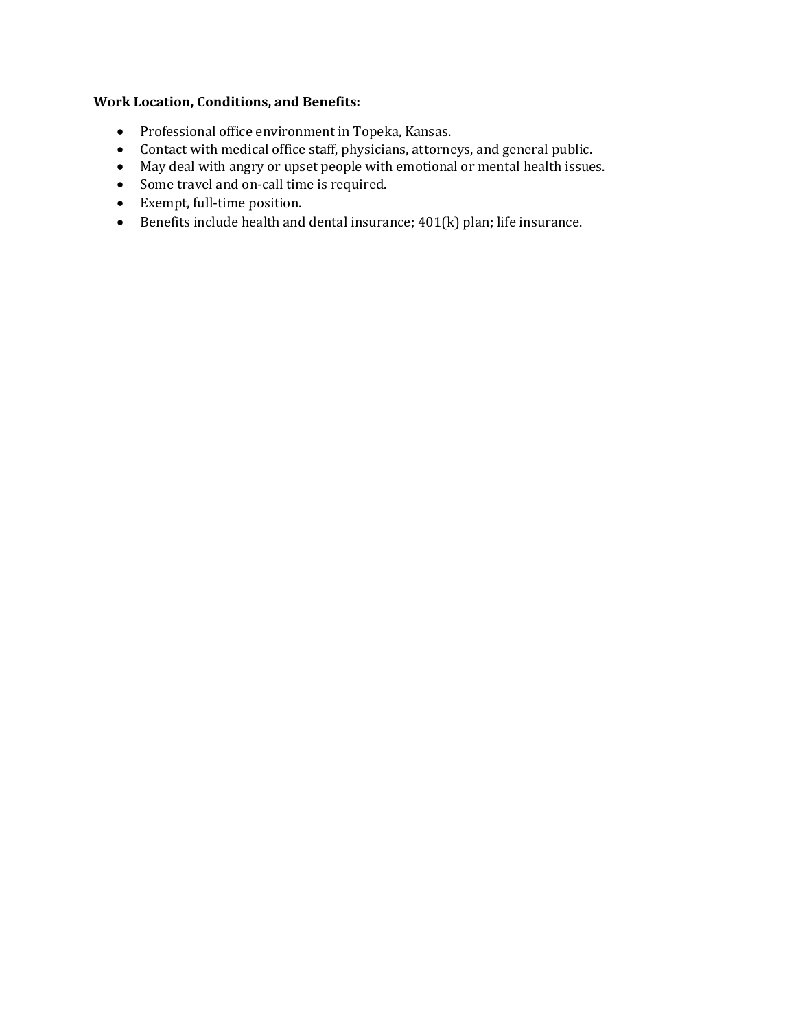**Work Location, Conditions, and Benefits:**

- Professional office environment in Topeka, Kansas.
- Contact with medical office staff, physicians, attorneys, and general public.
- May deal with angry or upset people with emotional or mental health issues.
- Some travel and on-call time is required.
- Exempt, full-time position.
- Benefits include health and dental insurance; 401(k) plan; life insurance.